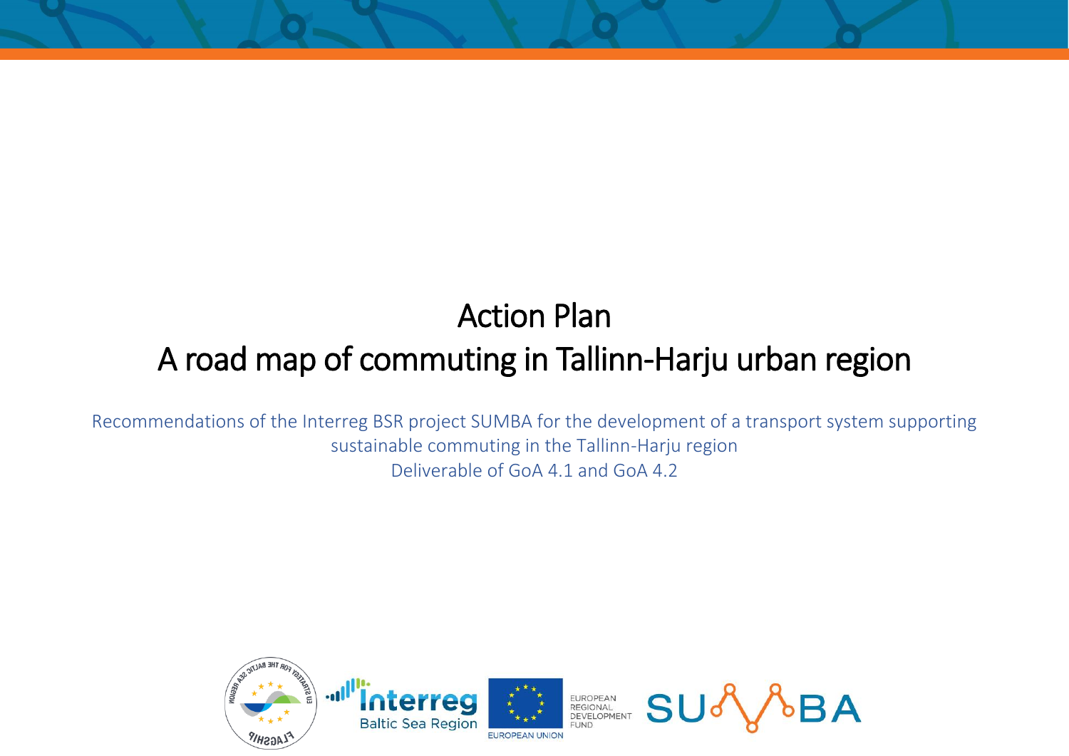# Action Plan

# A road map of commuting in Tallinn-Harju urban region

Recommendations of the Interreg BSR project SUMBA for the development of a transport system supporting sustainable commuting in the Tallinn-Harju region

Deliverable of GoA 4.1 and GoA 4.2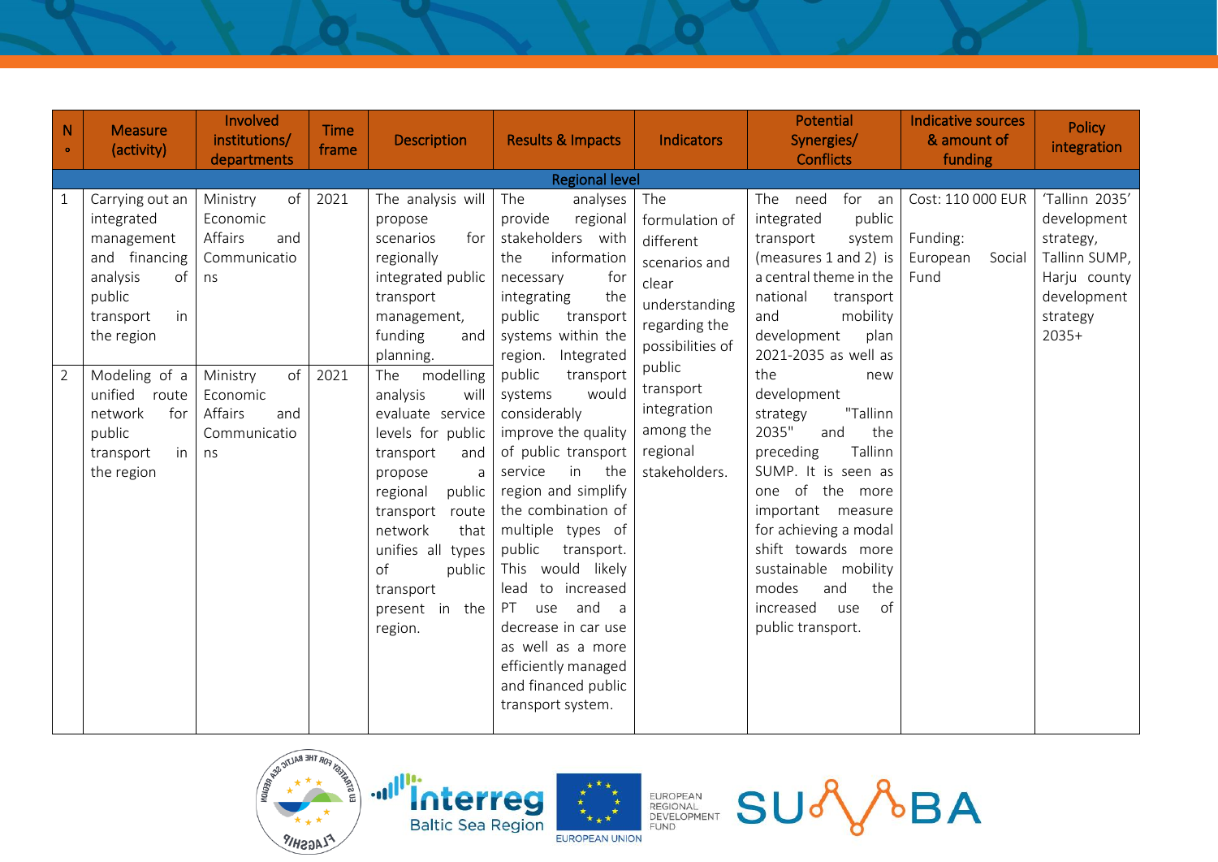| No | Measure (activity) | Involved institutions/ departments | Time frame | Description | Results & Impacts | Indicators | Potential Synergies/ Conflicts | Indicative sources & amount of funding | Policy integration |
|---|---|---|---|---|---|---|---|---|---|
| **Regional level** | | | | | | | | | |
| 1 | Carrying out an integrated management and financing analysis of public transport in the region | Ministry of Economic Affairs and Communications | 2021 | The analysis will propose scenarios for regionally integrated public transport management, funding and planning. | The analyses provide regional stakeholders with the information necessary for integrating the public transport systems within the region. Integrated public transport systems would considerably improve the quality of public transport service in the region and simplify the combination of multiple types of public transport. This would likely lead to increased PT use and a decrease in car use as well as a more efficiently managed and financed public transport system. | The formulation of different scenarios and clear understanding regarding the possibilities of public transport integration among the regional stakeholders. | The need for an integrated public transport system (measures 1 and 2) is a central theme in the national transport and mobility development plan 2021-2035 as well as the new development strategy "Tallinn 2035" and the preceding Tallinn SUMP. It is seen as one of the more important measure for achieving a modal shift towards more sustainable mobility modes and the increased use of public transport. | Cost: 110 000 EUR<br><br>Funding: European Social Fund | 'Tallinn 2035' development strategy, Tallinn SUMP, Harju county development strategy 2035+ |
| 2 | Modeling of a unified route network for public transport in the region | Ministry of Economic Affairs and Communications | 2021 | The modelling analysis will evaluate service levels for public transport and propose a regional public transport route network that unifies all types of public transport present in the region. | | | | | |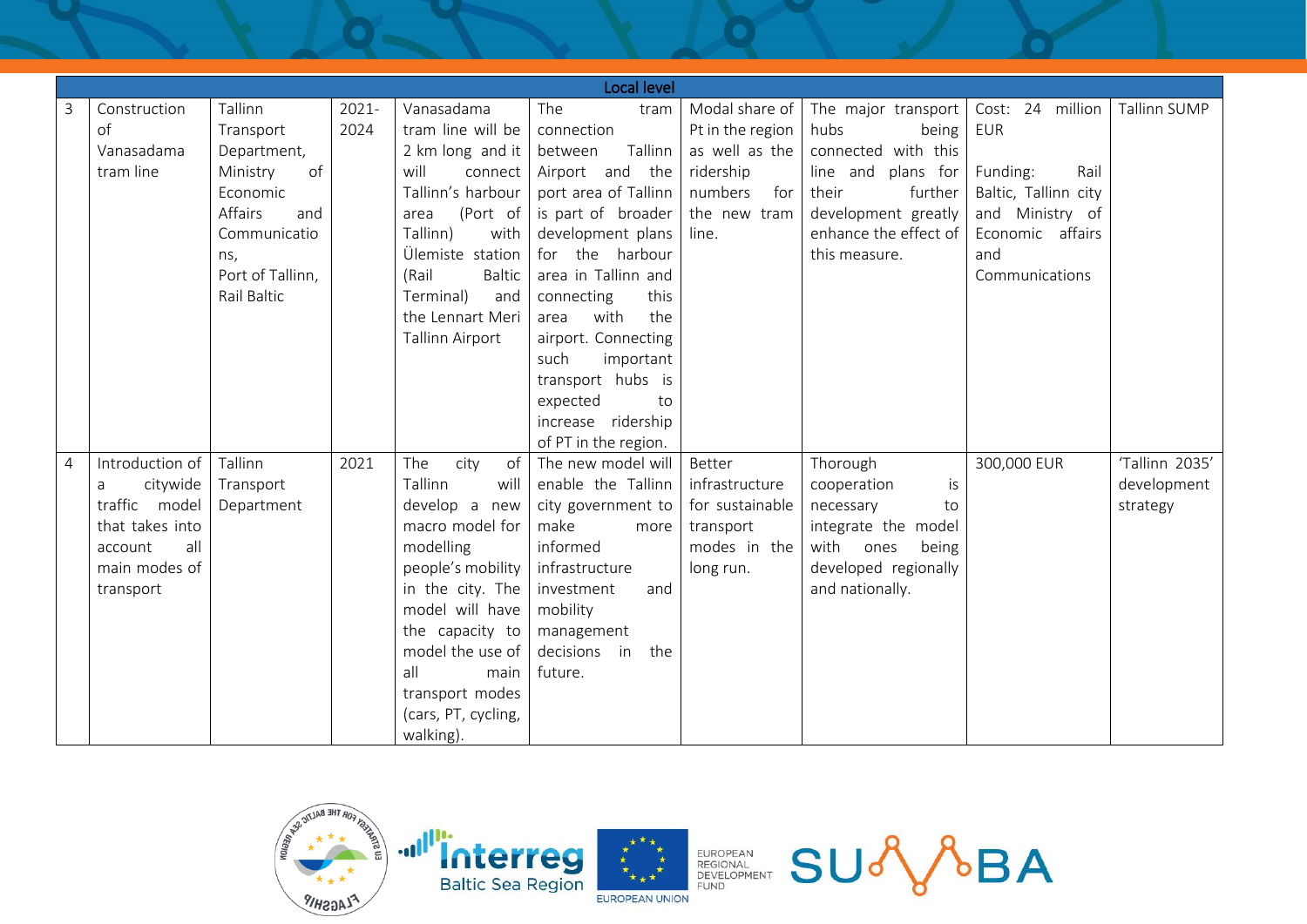| | | | | | | | | | |
|---|---|---|---|---|---|---|---|---|---|
| Local level | | | | | | | | | |
| 3 | Construction of Vanasadama tram line | Tallinn Transport Department, Ministry of Economic Affairs and Communications, Port of Tallinn, Rail Baltic | 2021-2024 | Vanasadama tram line will be 2 km long and it will connect Tallinn's harbour area (Port of Tallinn) with Ülemiste station (Rail Baltic Terminal) and the Lennart Meri Tallinn Airport | The tram connection between Tallinn Airport and the port area of Tallinn is part of broader development plans for the harbour area in Tallinn and connecting this area with the airport. Connecting such important transport hubs is expected to increase ridership of PT in the region. | Modal share of Pt in the region as well as the ridership numbers for the new tram line. | The major transport hubs being connected with this line and plans for their further development greatly enhance the effect of this measure. | Cost: 24 million EUR<br><br>Funding: Rail Baltic, Tallinn city and Ministry of Economic affairs and Communications | Tallinn SUMP |
| 4 | Introduction of a citywide traffic model that takes into account all main modes of transport | Tallinn Transport Department | 2021 | The city of Tallinn will develop a new macro model for modelling people's mobility in the city. The model will have the capacity to model the use of all main transport modes (cars, PT, cycling, walking). | The new model will enable the Tallinn city government to make more informed infrastructure investment and mobility management decisions in the future. | Better infrastructure for sustainable transport modes in the long run. | Thorough cooperation is necessary to integrate the model with ones being developed regionally and nationally. | 300,000 EUR | 'Tallinn 2035' development strategy |